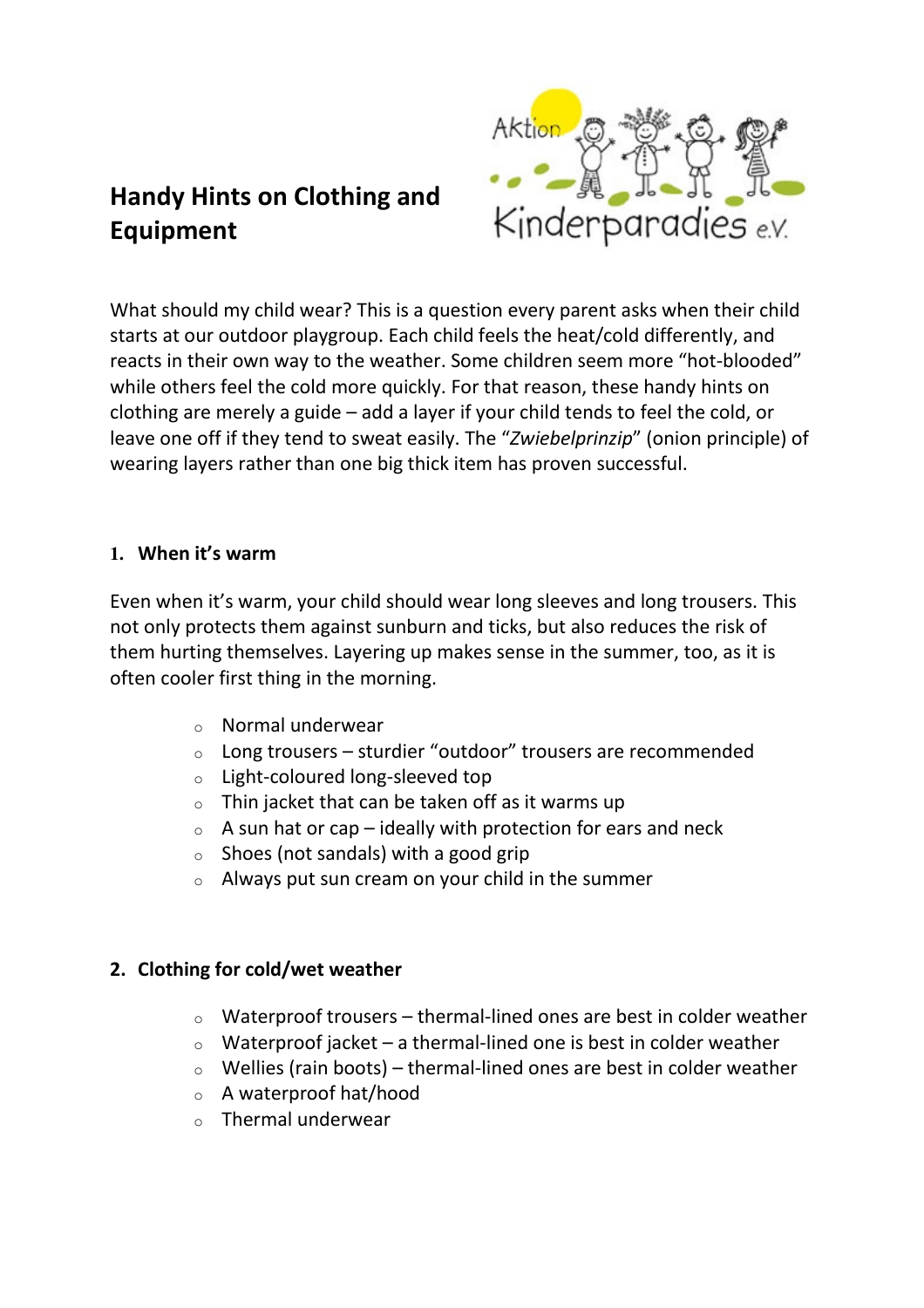# Handy Hints on Clothing and Equipment

What should my child wear? This is a question every parent asks when their child starts at our outdoor playgroup. Each child feels the heat/cold differently, and reacts in their own way to the weather. Some children seem more "hot-blooded" while others feel the cold more quickly. For that reason, these handy hints on clothing are merely a guide – add a layer if your child tends to feel the cold, or leave one off if they tend to sweat easily. The "*Zwiebelprinzip*" (onion principle) of wearing layers rather than one big thick item has proven successful.

## 1. When it's warm

Even when it's warm, your child should wear long sleeves and long trousers. This not only protects them against sunburn and ticks, but also reduces the risk of them hurting themselves. Layering up makes sense in the summer, too, as it is often cooler first thing in the morning.

- Normal underwear
- Long trousers – sturdier "outdoor" trousers are recommended
- Light-coloured long-sleeved top
- Thin jacket that can be taken off as it warms up
- A sun hat or cap – ideally with protection for ears and neck
- Shoes (not sandals) with a good grip
- Always put sun cream on your child in the summer

## 2. Clothing for cold/wet weather

- Waterproof trousers – thermal-lined ones are best in colder weather
- Waterproof jacket – a thermal-lined one is best in colder weather
- Wellies (rain boots) – thermal-lined ones are best in colder weather
- A waterproof hat/hood
- Thermal underwear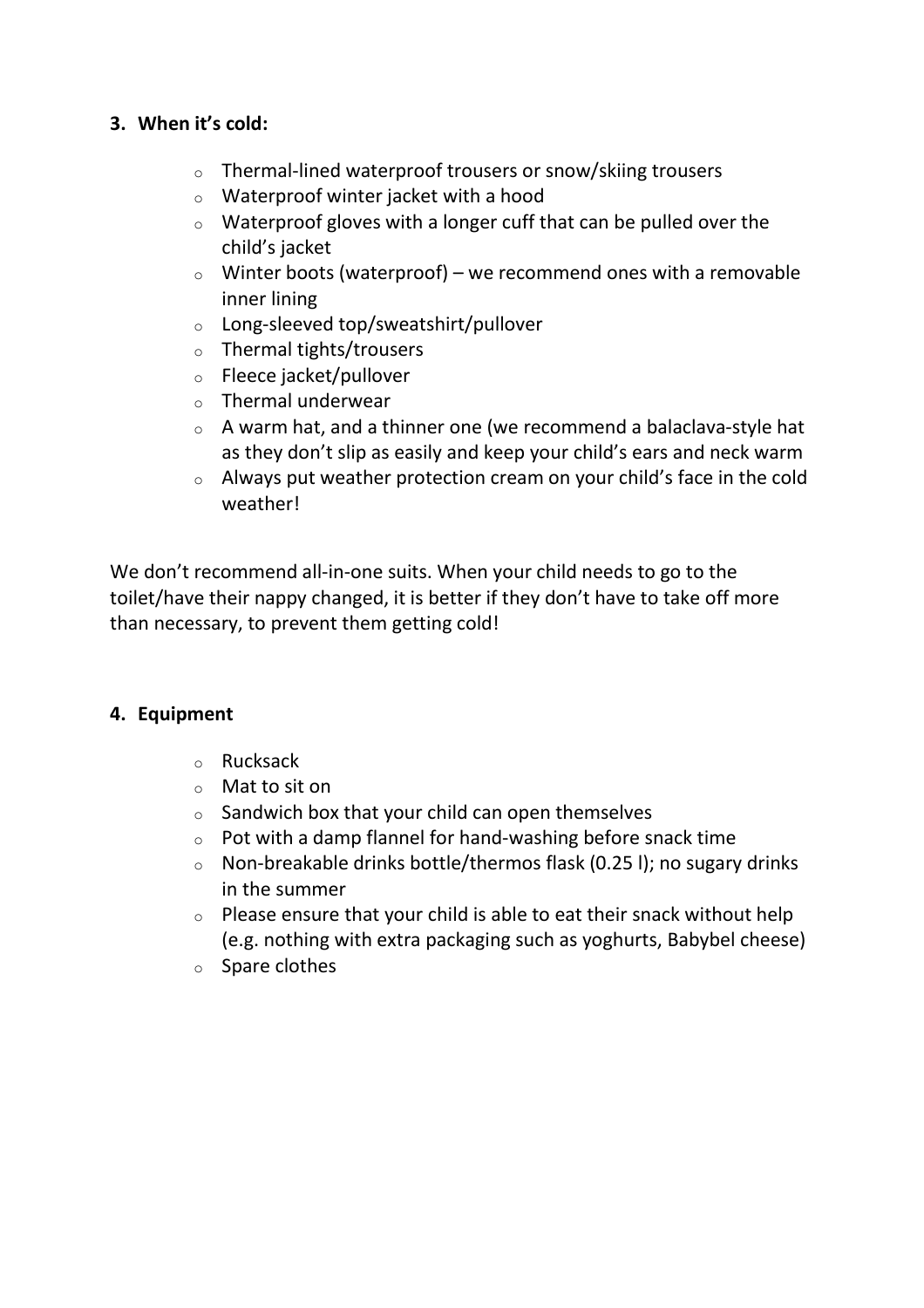### 3. When it's cold:

- Thermal-lined waterproof trousers or snow/skiing trousers
- Waterproof winter jacket with a hood
- Waterproof gloves with a longer cuff that can be pulled over the child's jacket
- Winter boots (waterproof) – we recommend ones with a removable inner lining
- Long-sleeved top/sweatshirt/pullover
- Thermal tights/trousers
- Fleece jacket/pullover
- Thermal underwear
- A warm hat, and a thinner one (we recommend a balaclava-style hat as they don't slip as easily and keep your child's ears and neck warm
- Always put weather protection cream on your child's face in the cold weather!

We don't recommend all-in-one suits. When your child needs to go to the toilet/have their nappy changed, it is better if they don't have to take off more than necessary, to prevent them getting cold!

### 4. Equipment

- Rucksack
- Mat to sit on
- Sandwich box that your child can open themselves
- Pot with a damp flannel for hand-washing before snack time
- Non-breakable drinks bottle/thermos flask (0.25 l); no sugary drinks in the summer
- Please ensure that your child is able to eat their snack without help (e.g. nothing with extra packaging such as yoghurts, Babybel cheese)
- Spare clothes